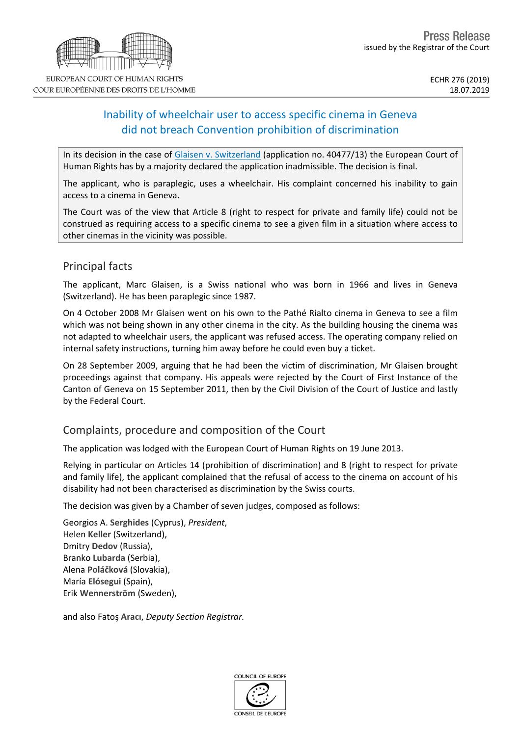Press Release
issued by the Registrar of the Court

EUROPEAN COURT OF HUMAN RIGHTS
COUR EUROPÉENNE DES DROITS DE L'HOMME

ECHR 276 (2019)
18.07.2019

# Inability of wheelchair user to access specific cinema in Geneva did not breach Convention prohibition of discrimination

In its decision in the case of Glaisen v. Switzerland (application no. 40477/13) the European Court of Human Rights has by a majority declared the application inadmissible. The decision is final.

The applicant, who is paraplegic, uses a wheelchair. His complaint concerned his inability to gain access to a cinema in Geneva.

The Court was of the view that Article 8 (right to respect for private and family life) could not be construed as requiring access to a specific cinema to see a given film in a situation where access to other cinemas in the vicinity was possible.

## Principal facts

The applicant, Marc Glaisen, is a Swiss national who was born in 1966 and lives in Geneva (Switzerland). He has been paraplegic since 1987.

On 4 October 2008 Mr Glaisen went on his own to the Pathé Rialto cinema in Geneva to see a film which was not being shown in any other cinema in the city. As the building housing the cinema was not adapted to wheelchair users, the applicant was refused access. The operating company relied on internal safety instructions, turning him away before he could even buy a ticket.

On 28 September 2009, arguing that he had been the victim of discrimination, Mr Glaisen brought proceedings against that company. His appeals were rejected by the Court of First Instance of the Canton of Geneva on 15 September 2011, then by the Civil Division of the Court of Justice and lastly by the Federal Court.

## Complaints, procedure and composition of the Court

The application was lodged with the European Court of Human Rights on 19 June 2013.

Relying in particular on Articles 14 (prohibition of discrimination) and 8 (right to respect for private and family life), the applicant complained that the refusal of access to the cinema on account of his disability had not been characterised as discrimination by the Swiss courts.

The decision was given by a Chamber of seven judges, composed as follows:

Georgios A. **Serghides** (Cyprus), *President*,
Helen **Keller** (Switzerland),
Dmitry **Dedov** (Russia),
Branko **Lubarda** (Serbia),
Alena **Poláčková** (Slovakia),
María **Elósegui** (Spain),
Erik **Wennerström** (Sweden),

and also Fatoş **Aracı**, *Deputy Section Registrar.*

COUNCIL OF EUROPE
CONSEIL DE L'EUROPE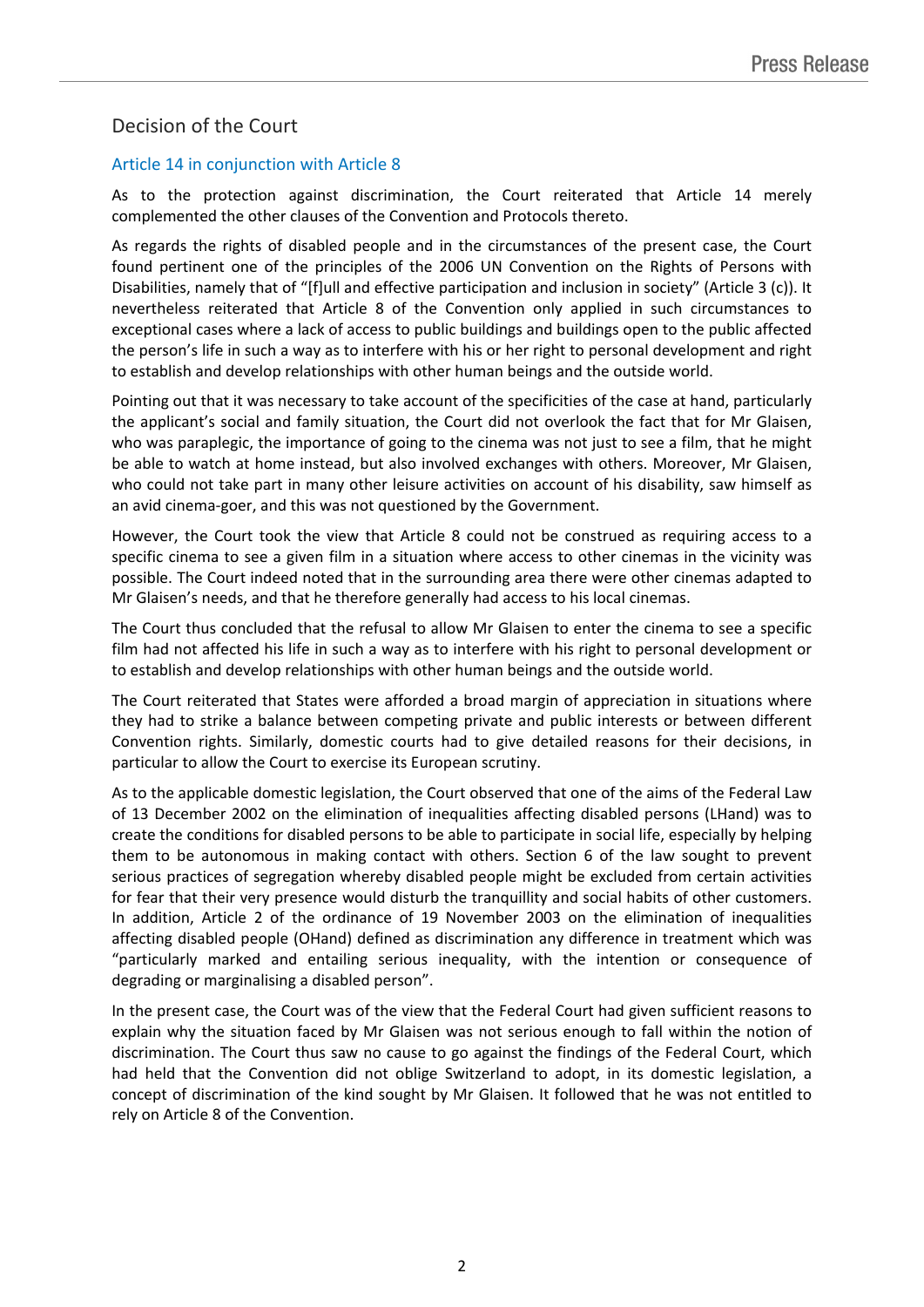## Decision of the Court

### Article 14 in conjunction with Article 8

As to the protection against discrimination, the Court reiterated that Article 14 merely complemented the other clauses of the Convention and Protocols thereto.

As regards the rights of disabled people and in the circumstances of the present case, the Court found pertinent one of the principles of the 2006 UN Convention on the Rights of Persons with Disabilities, namely that of "[f]ull and effective participation and inclusion in society" (Article 3 (c)). It nevertheless reiterated that Article 8 of the Convention only applied in such circumstances to exceptional cases where a lack of access to public buildings and buildings open to the public affected the person's life in such a way as to interfere with his or her right to personal development and right to establish and develop relationships with other human beings and the outside world.

Pointing out that it was necessary to take account of the specificities of the case at hand, particularly the applicant's social and family situation, the Court did not overlook the fact that for Mr Glaisen, who was paraplegic, the importance of going to the cinema was not just to see a film, that he might be able to watch at home instead, but also involved exchanges with others. Moreover, Mr Glaisen, who could not take part in many other leisure activities on account of his disability, saw himself as an avid cinema-goer, and this was not questioned by the Government.

However, the Court took the view that Article 8 could not be construed as requiring access to a specific cinema to see a given film in a situation where access to other cinemas in the vicinity was possible. The Court indeed noted that in the surrounding area there were other cinemas adapted to Mr Glaisen's needs, and that he therefore generally had access to his local cinemas.

The Court thus concluded that the refusal to allow Mr Glaisen to enter the cinema to see a specific film had not affected his life in such a way as to interfere with his right to personal development or to establish and develop relationships with other human beings and the outside world.

The Court reiterated that States were afforded a broad margin of appreciation in situations where they had to strike a balance between competing private and public interests or between different Convention rights. Similarly, domestic courts had to give detailed reasons for their decisions, in particular to allow the Court to exercise its European scrutiny.

As to the applicable domestic legislation, the Court observed that one of the aims of the Federal Law of 13 December 2002 on the elimination of inequalities affecting disabled persons (LHand) was to create the conditions for disabled persons to be able to participate in social life, especially by helping them to be autonomous in making contact with others. Section 6 of the law sought to prevent serious practices of segregation whereby disabled people might be excluded from certain activities for fear that their very presence would disturb the tranquillity and social habits of other customers. In addition, Article 2 of the ordinance of 19 November 2003 on the elimination of inequalities affecting disabled people (OHand) defined as discrimination any difference in treatment which was "particularly marked and entailing serious inequality, with the intention or consequence of degrading or marginalising a disabled person".

In the present case, the Court was of the view that the Federal Court had given sufficient reasons to explain why the situation faced by Mr Glaisen was not serious enough to fall within the notion of discrimination. The Court thus saw no cause to go against the findings of the Federal Court, which had held that the Convention did not oblige Switzerland to adopt, in its domestic legislation, a concept of discrimination of the kind sought by Mr Glaisen. It followed that he was not entitled to rely on Article 8 of the Convention.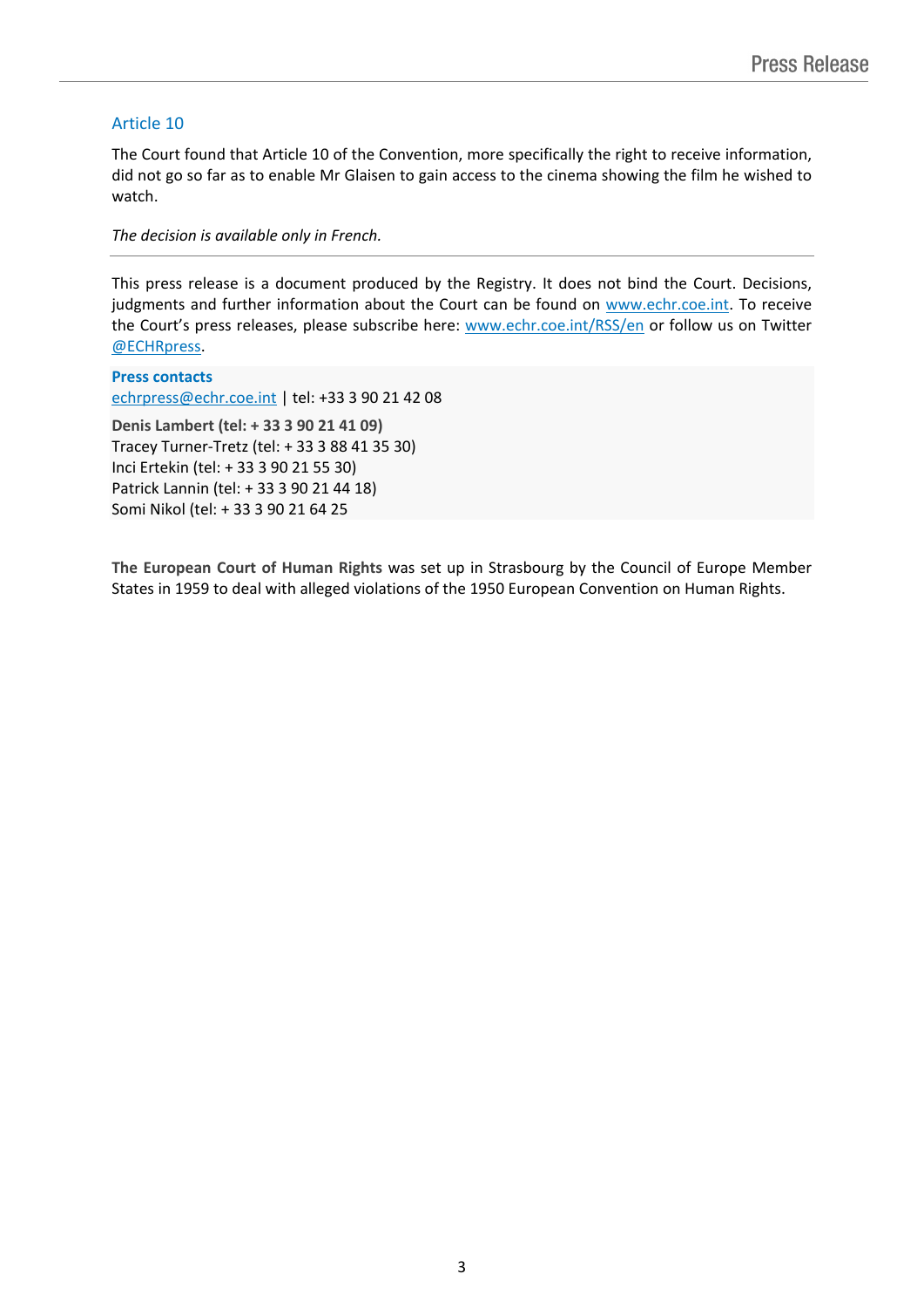## Article 10

The Court found that Article 10 of the Convention, more specifically the right to receive information, did not go so far as to enable Mr Glaisen to gain access to the cinema showing the film he wished to watch.

*The decision is available only in French.*

---

This press release is a document produced by the Registry. It does not bind the Court. Decisions, judgments and further information about the Court can be found on www.echr.coe.int. To receive the Court's press releases, please subscribe here: www.echr.coe.int/RSS/en or follow us on Twitter @ECHRpress.

**Press contacts**
echrpress@echr.coe.int | tel: +33 3 90 21 42 08

**Denis Lambert (tel: + 33 3 90 21 41 09)**
Tracey Turner-Tretz (tel: + 33 3 88 41 35 30)
Inci Ertekin (tel: + 33 3 90 21 55 30)
Patrick Lannin (tel: + 33 3 90 21 44 18)
Somi Nikol (tel: + 33 3 90 21 64 25

**The European Court of Human Rights** was set up in Strasbourg by the Council of Europe Member States in 1959 to deal with alleged violations of the 1950 European Convention on Human Rights.